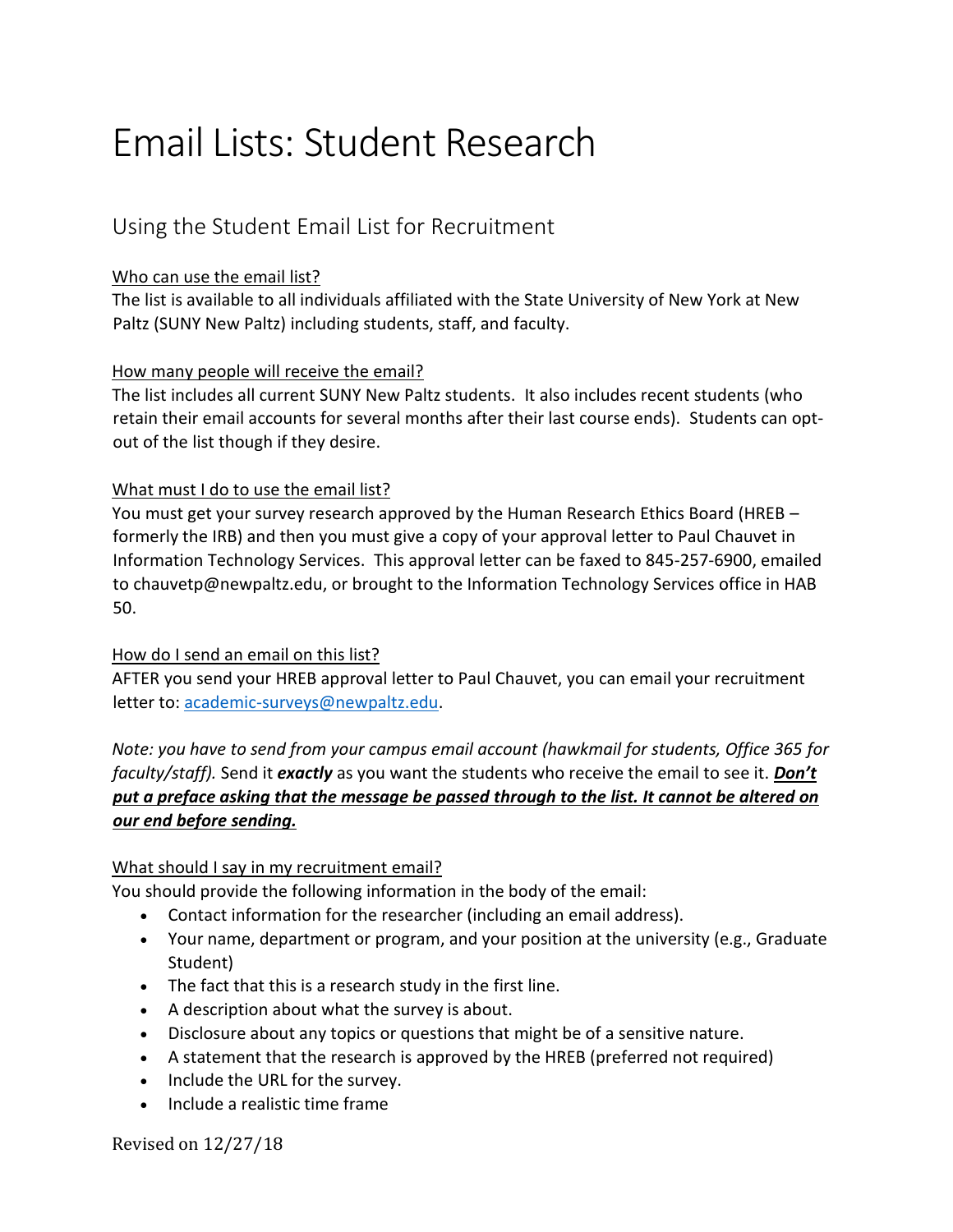# Email Lists: Student Research

## Using the Student Email List for Recruitment

Who can use the email list?

The list is available to all individuals affiliated with the State University of New York at New Paltz (SUNY New Paltz) including students, staff, and faculty.

How many people will receive the email?

The list includes all current SUNY New Paltz students. It also includes recent students (who retain their email accounts for several months after their last course ends). Students can opt-out of the list though if they desire.

What must I do to use the email list?

You must get your survey research approved by the Human Research Ethics Board (HREB – formerly the IRB) and then you must give a copy of your approval letter to Paul Chauvet in Information Technology Services. This approval letter can be faxed to 845-257-6900, emailed to chauvetp@newpaltz.edu, or brought to the Information Technology Services office in HAB 50.

How do I send an email on this list?

AFTER you send your HREB approval letter to Paul Chauvet, you can email your recruitment letter to: [academic-surveys@newpaltz.edu](mailto:academic-surveys@newpaltz.edu).

*Note: you have to send from your campus email account (hawkmail for students, Office 365 for faculty/staff).* Send it ***exactly*** as you want the students who receive the email to see it. ***Don't put a preface asking that the message be passed through to the list. It cannot be altered on our end before sending.***

What should I say in my recruitment email?

You should provide the following information in the body of the email:

- Contact information for the researcher (including an email address).
- Your name, department or program, and your position at the university (e.g., Graduate Student)
- The fact that this is a research study in the first line.
- A description about what the survey is about.
- Disclosure about any topics or questions that might be of a sensitive nature.
- A statement that the research is approved by the HREB (preferred not required)
- Include the URL for the survey.
- Include a realistic time frame

Revised on 12/27/18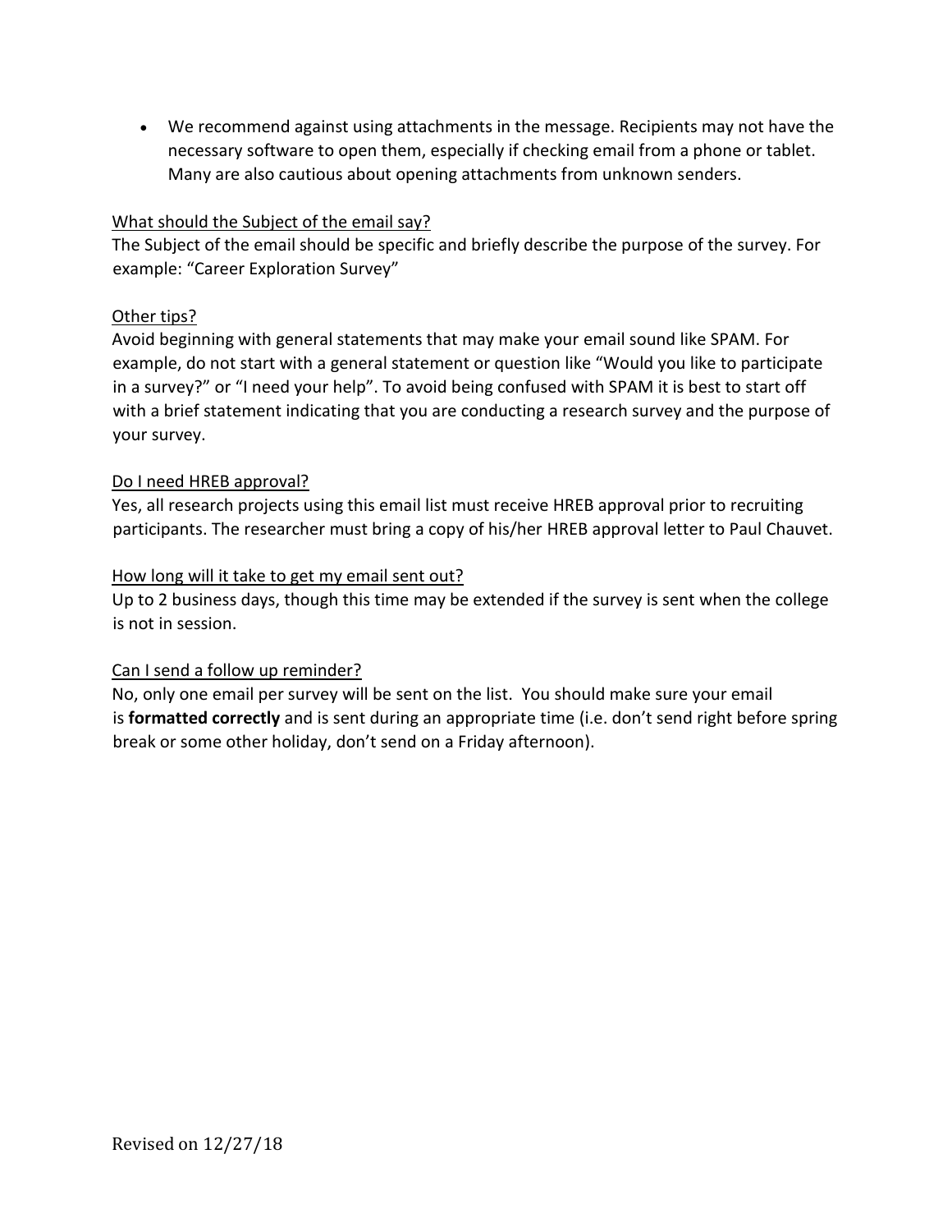- We recommend against using attachments in the message. Recipients may not have the necessary software to open them, especially if checking email from a phone or tablet. Many are also cautious about opening attachments from unknown senders.

<u>What should the Subject of the email say?</u>

The Subject of the email should be specific and briefly describe the purpose of the survey. For example: "Career Exploration Survey"

<u>Other tips?</u>

Avoid beginning with general statements that may make your email sound like SPAM. For example, do not start with a general statement or question like "Would you like to participate in a survey?" or "I need your help". To avoid being confused with SPAM it is best to start off with a brief statement indicating that you are conducting a research survey and the purpose of your survey.

<u>Do I need HREB approval?</u>

Yes, all research projects using this email list must receive HREB approval prior to recruiting participants. The researcher must bring a copy of his/her HREB approval letter to Paul Chauvet.

<u>How long will it take to get my email sent out?</u>

Up to 2 business days, though this time may be extended if the survey is sent when the college is not in session.

<u>Can I send a follow up reminder?</u>

No, only one email per survey will be sent on the list. You should make sure your email is **formatted correctly** and is sent during an appropriate time (i.e. don't send right before spring break or some other holiday, don't send on a Friday afternoon).

Revised on 12/27/18